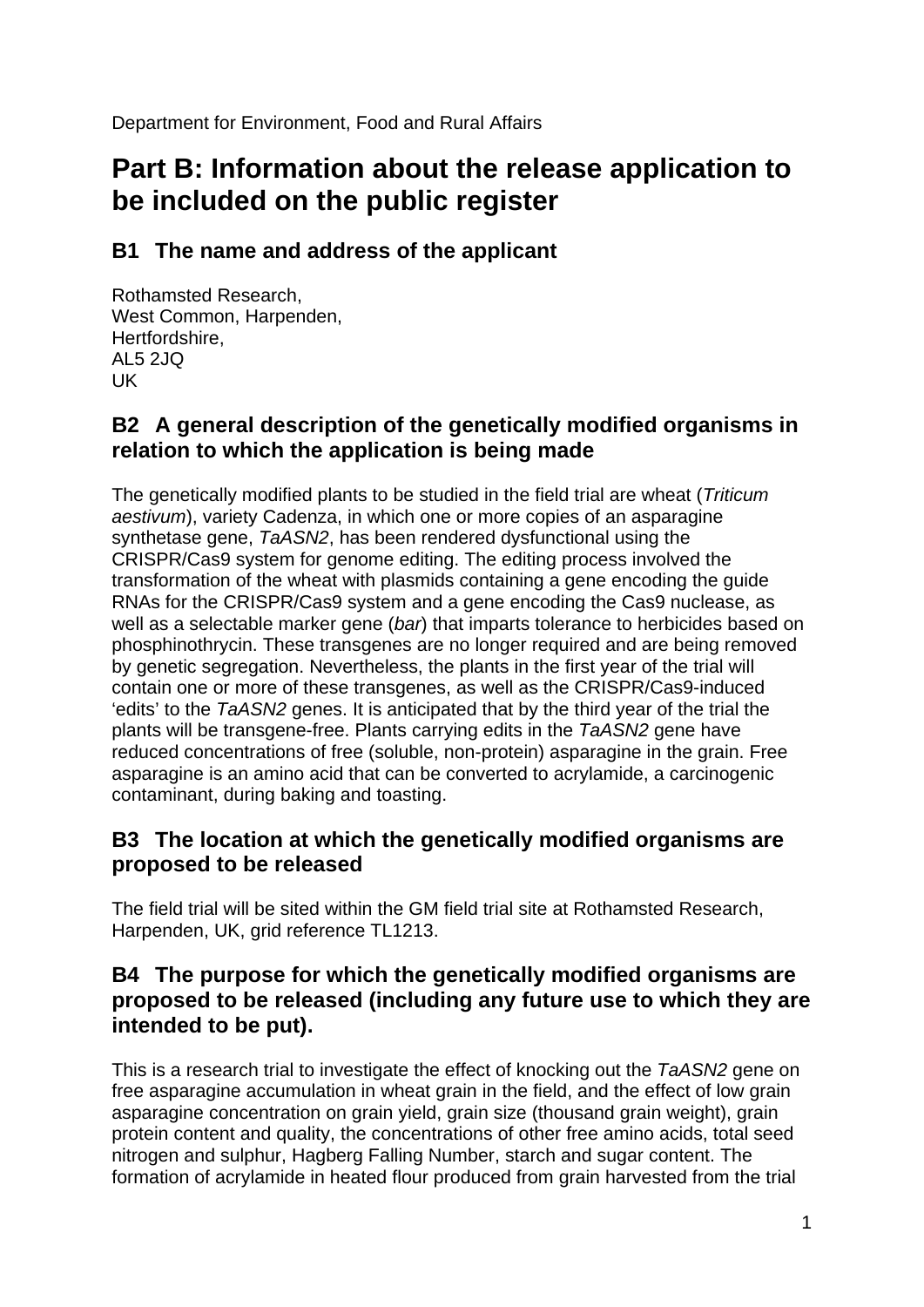Department for Environment, Food and Rural Affairs

# Part B: Information about the release application to be included on the public register

## B1 The name and address of the applicant

Rothamsted Research,
West Common, Harpenden,
Hertfordshire,
AL5 2JQ
UK

## B2 A general description of the genetically modified organisms in relation to which the application is being made

The genetically modified plants to be studied in the field trial are wheat (*Triticum aestivum*), variety Cadenza, in which one or more copies of an asparagine synthetase gene, *TaASN2*, has been rendered dysfunctional using the CRISPR/Cas9 system for genome editing. The editing process involved the transformation of the wheat with plasmids containing a gene encoding the guide RNAs for the CRISPR/Cas9 system and a gene encoding the Cas9 nuclease, as well as a selectable marker gene (*bar*) that imparts tolerance to herbicides based on phosphinothrycin. These transgenes are no longer required and are being removed by genetic segregation. Nevertheless, the plants in the first year of the trial will contain one or more of these transgenes, as well as the CRISPR/Cas9-induced 'edits' to the *TaASN2* genes. It is anticipated that by the third year of the trial the plants will be transgene-free. Plants carrying edits in the *TaASN2* gene have reduced concentrations of free (soluble, non-protein) asparagine in the grain. Free asparagine is an amino acid that can be converted to acrylamide, a carcinogenic contaminant, during baking and toasting.

## B3 The location at which the genetically modified organisms are proposed to be released

The field trial will be sited within the GM field trial site at Rothamsted Research, Harpenden, UK, grid reference TL1213.

## B4 The purpose for which the genetically modified organisms are proposed to be released (including any future use to which they are intended to be put).

This is a research trial to investigate the effect of knocking out the *TaASN2* gene on free asparagine accumulation in wheat grain in the field, and the effect of low grain asparagine concentration on grain yield, grain size (thousand grain weight), grain protein content and quality, the concentrations of other free amino acids, total seed nitrogen and sulphur, Hagberg Falling Number, starch and sugar content. The formation of acrylamide in heated flour produced from grain harvested from the trial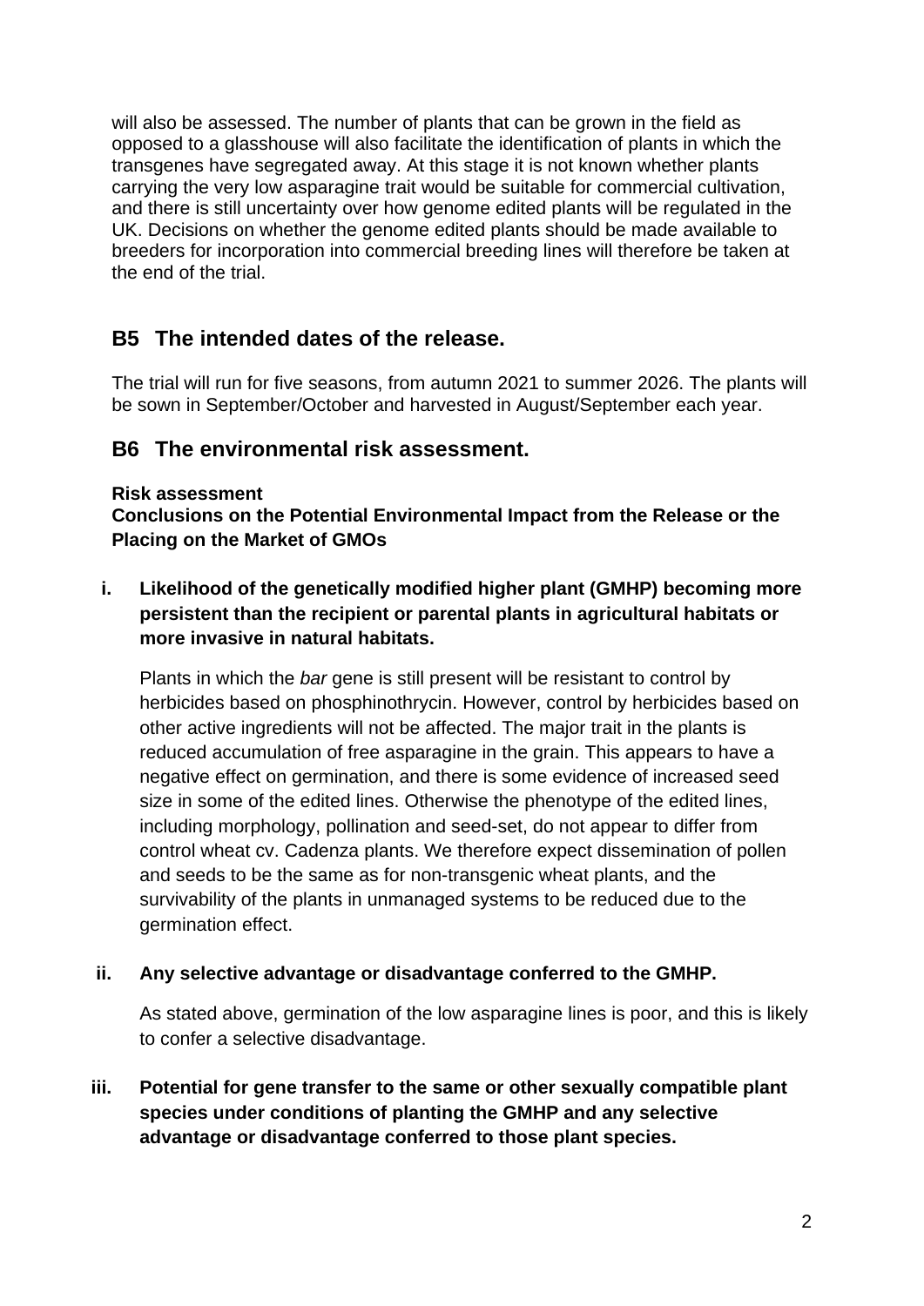will also be assessed. The number of plants that can be grown in the field as opposed to a glasshouse will also facilitate the identification of plants in which the transgenes have segregated away. At this stage it is not known whether plants carrying the very low asparagine trait would be suitable for commercial cultivation, and there is still uncertainty over how genome edited plants will be regulated in the UK. Decisions on whether the genome edited plants should be made available to breeders for incorporation into commercial breeding lines will therefore be taken at the end of the trial.

## B5 The intended dates of the release.

The trial will run for five seasons, from autumn 2021 to summer 2026. The plants will be sown in September/October and harvested in August/September each year.

## B6 The environmental risk assessment.

**Risk assessment**

**Conclusions on the Potential Environmental Impact from the Release or the Placing on the Market of GMOs**

i. **Likelihood of the genetically modified higher plant (GMHP) becoming more persistent than the recipient or parental plants in agricultural habitats or more invasive in natural habitats.**

   Plants in which the *bar* gene is still present will be resistant to control by herbicides based on phosphinothrycin. However, control by herbicides based on other active ingredients will not be affected. The major trait in the plants is reduced accumulation of free asparagine in the grain. This appears to have a negative effect on germination, and there is some evidence of increased seed size in some of the edited lines. Otherwise the phenotype of the edited lines, including morphology, pollination and seed-set, do not appear to differ from control wheat cv. Cadenza plants. We therefore expect dissemination of pollen and seeds to be the same as for non-transgenic wheat plants, and the survivability of the plants in unmanaged systems to be reduced due to the germination effect.

ii. **Any selective advantage or disadvantage conferred to the GMHP.**

   As stated above, germination of the low asparagine lines is poor, and this is likely to confer a selective disadvantage.

iii. **Potential for gene transfer to the same or other sexually compatible plant species under conditions of planting the GMHP and any selective advantage or disadvantage conferred to those plant species.**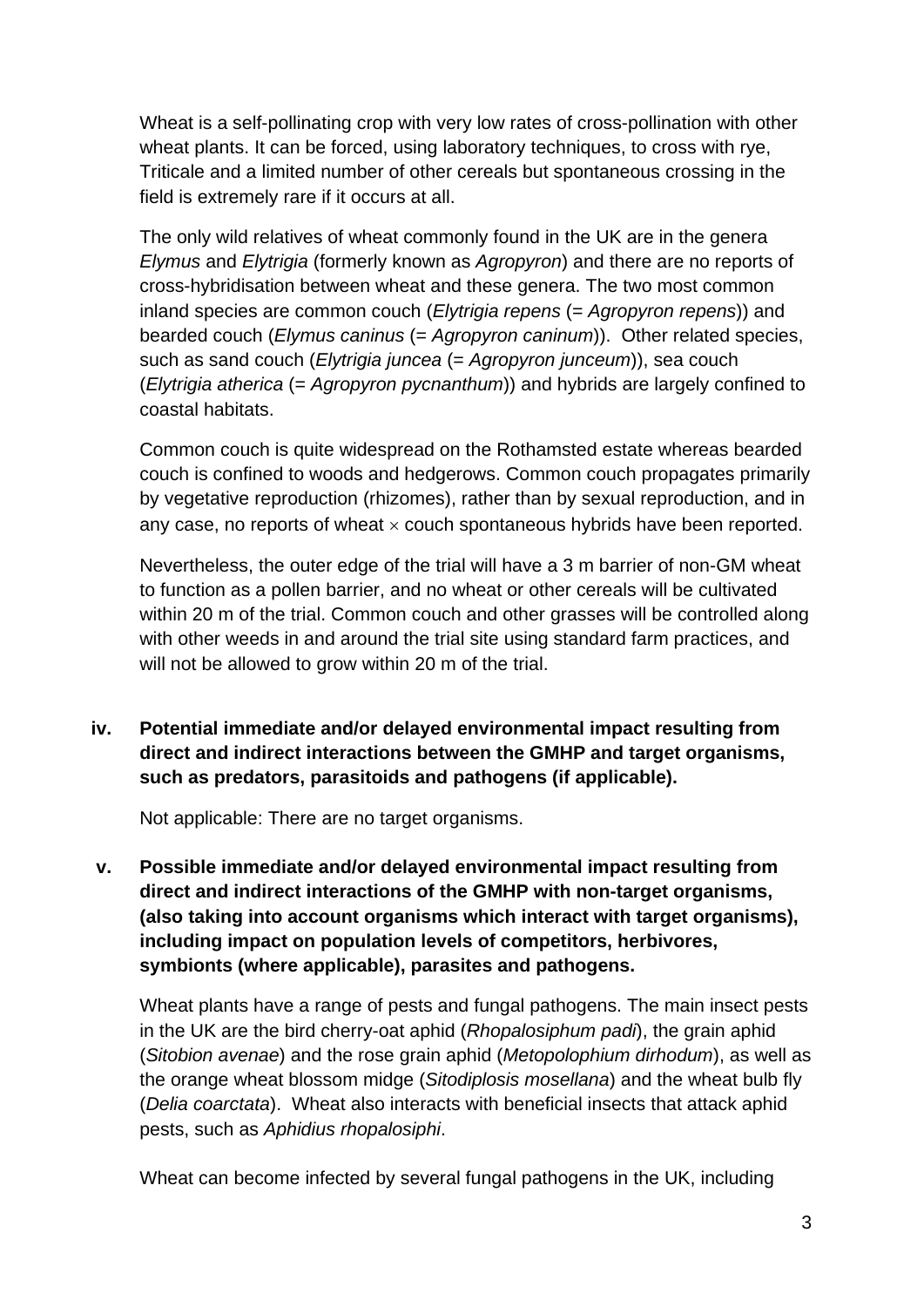Wheat is a self-pollinating crop with very low rates of cross-pollination with other wheat plants. It can be forced, using laboratory techniques, to cross with rye, Triticale and a limited number of other cereals but spontaneous crossing in the field is extremely rare if it occurs at all.

The only wild relatives of wheat commonly found in the UK are in the genera *Elymus* and *Elytrigia* (formerly known as *Agropyron*) and there are no reports of cross-hybridisation between wheat and these genera. The two most common inland species are common couch (*Elytrigia repens* (= *Agropyron repens*)) and bearded couch (*Elymus caninus* (= *Agropyron caninum*)). Other related species, such as sand couch (*Elytrigia juncea* (= *Agropyron junceum*)), sea couch (*Elytrigia atherica* (= *Agropyron pycnanthum*)) and hybrids are largely confined to coastal habitats.

Common couch is quite widespread on the Rothamsted estate whereas bearded couch is confined to woods and hedgerows. Common couch propagates primarily by vegetative reproduction (rhizomes), rather than by sexual reproduction, and in any case, no reports of wheat × couch spontaneous hybrids have been reported.

Nevertheless, the outer edge of the trial will have a 3 m barrier of non-GM wheat to function as a pollen barrier, and no wheat or other cereals will be cultivated within 20 m of the trial. Common couch and other grasses will be controlled along with other weeds in and around the trial site using standard farm practices, and will not be allowed to grow within 20 m of the trial.

**iv. Potential immediate and/or delayed environmental impact resulting from direct and indirect interactions between the GMHP and target organisms, such as predators, parasitoids and pathogens (if applicable).**

Not applicable: There are no target organisms.

**v. Possible immediate and/or delayed environmental impact resulting from direct and indirect interactions of the GMHP with non-target organisms, (also taking into account organisms which interact with target organisms), including impact on population levels of competitors, herbivores, symbionts (where applicable), parasites and pathogens.**

Wheat plants have a range of pests and fungal pathogens. The main insect pests in the UK are the bird cherry-oat aphid (*Rhopalosiphum padi*), the grain aphid (*Sitobion avenae*) and the rose grain aphid (*Metopolophium dirhodum*), as well as the orange wheat blossom midge (*Sitodiplosis mosellana*) and the wheat bulb fly (*Delia coarctata*). Wheat also interacts with beneficial insects that attack aphid pests, such as *Aphidius rhopalosiphi*.

Wheat can become infected by several fungal pathogens in the UK, including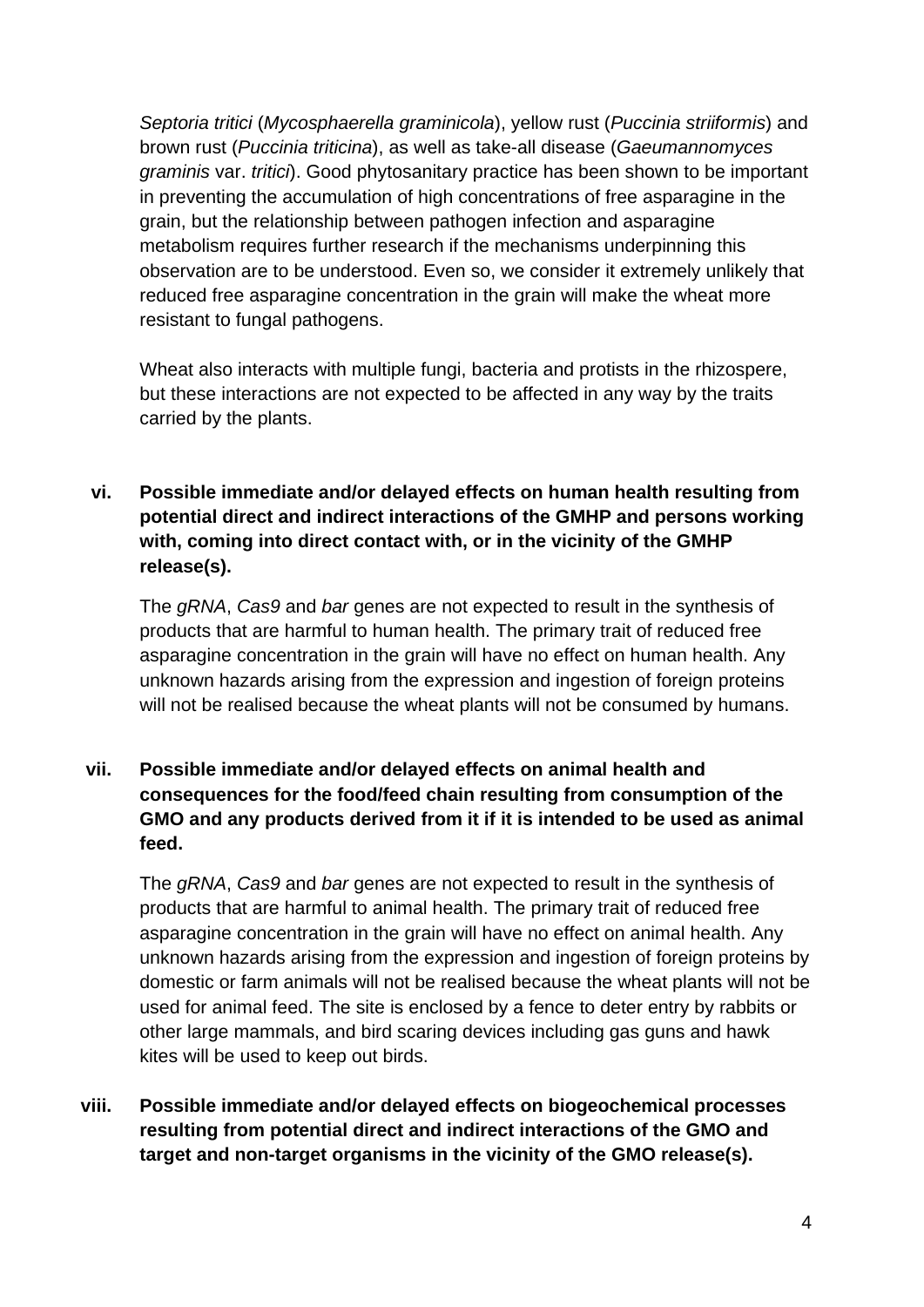*Septoria tritici* (*Mycosphaerella graminicola*), yellow rust (*Puccinia striiformis*) and brown rust (*Puccinia triticina*), as well as take-all disease (*Gaeumannomyces graminis* var. *tritici*). Good phytosanitary practice has been shown to be important in preventing the accumulation of high concentrations of free asparagine in the grain, but the relationship between pathogen infection and asparagine metabolism requires further research if the mechanisms underpinning this observation are to be understood. Even so, we consider it extremely unlikely that reduced free asparagine concentration in the grain will make the wheat more resistant to fungal pathogens.

Wheat also interacts with multiple fungi, bacteria and protists in the rhizospere, but these interactions are not expected to be affected in any way by the traits carried by the plants.

**vi. Possible immediate and/or delayed effects on human health resulting from potential direct and indirect interactions of the GMHP and persons working with, coming into direct contact with, or in the vicinity of the GMHP release(s).**

The *gRNA*, *Cas9* and *bar* genes are not expected to result in the synthesis of products that are harmful to human health. The primary trait of reduced free asparagine concentration in the grain will have no effect on human health. Any unknown hazards arising from the expression and ingestion of foreign proteins will not be realised because the wheat plants will not be consumed by humans.

**vii. Possible immediate and/or delayed effects on animal health and consequences for the food/feed chain resulting from consumption of the GMO and any products derived from it if it is intended to be used as animal feed.**

The *gRNA*, *Cas9* and *bar* genes are not expected to result in the synthesis of products that are harmful to animal health. The primary trait of reduced free asparagine concentration in the grain will have no effect on animal health. Any unknown hazards arising from the expression and ingestion of foreign proteins by domestic or farm animals will not be realised because the wheat plants will not be used for animal feed. The site is enclosed by a fence to deter entry by rabbits or other large mammals, and bird scaring devices including gas guns and hawk kites will be used to keep out birds.

**viii. Possible immediate and/or delayed effects on biogeochemical processes resulting from potential direct and indirect interactions of the GMO and target and non-target organisms in the vicinity of the GMO release(s).**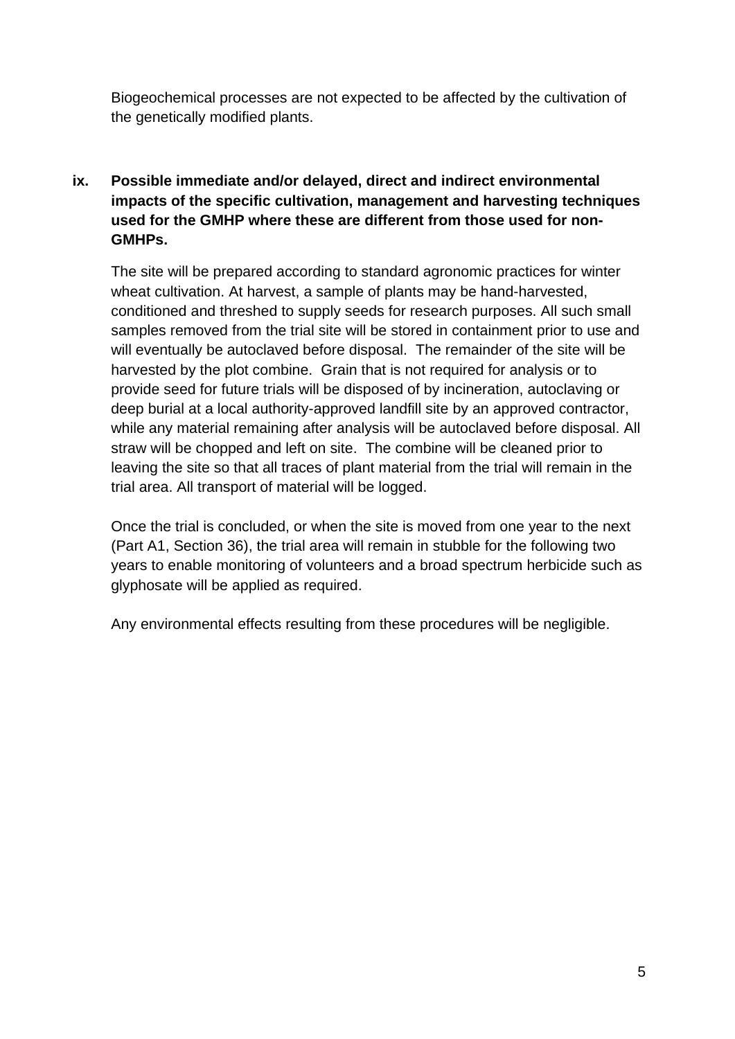Biogeochemical processes are not expected to be affected by the cultivation of the genetically modified plants.

**ix. Possible immediate and/or delayed, direct and indirect environmental impacts of the specific cultivation, management and harvesting techniques used for the GMHP where these are different from those used for non-GMHPs.**

The site will be prepared according to standard agronomic practices for winter wheat cultivation. At harvest, a sample of plants may be hand-harvested, conditioned and threshed to supply seeds for research purposes. All such small samples removed from the trial site will be stored in containment prior to use and will eventually be autoclaved before disposal. The remainder of the site will be harvested by the plot combine. Grain that is not required for analysis or to provide seed for future trials will be disposed of by incineration, autoclaving or deep burial at a local authority-approved landfill site by an approved contractor, while any material remaining after analysis will be autoclaved before disposal. All straw will be chopped and left on site. The combine will be cleaned prior to leaving the site so that all traces of plant material from the trial will remain in the trial area. All transport of material will be logged.

Once the trial is concluded, or when the site is moved from one year to the next (Part A1, Section 36), the trial area will remain in stubble for the following two years to enable monitoring of volunteers and a broad spectrum herbicide such as glyphosate will be applied as required.

Any environmental effects resulting from these procedures will be negligible.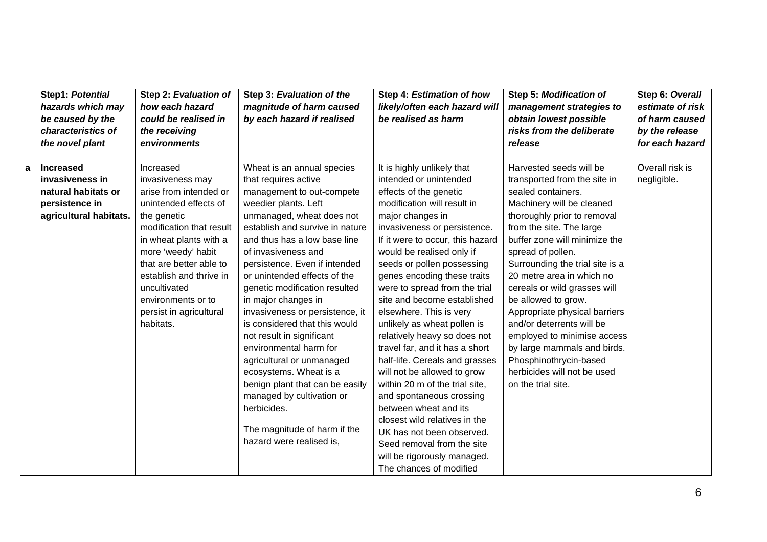| | Step1: *Potential hazards which may be caused by the characteristics of the novel plant* | Step 2: *Evaluation of how each hazard could be realised in the receiving environments* | Step 3: *Evaluation of the magnitude of harm caused by each hazard if realised* | Step 4: *Estimation of how likely/often each hazard will be realised as harm* | Step 5: *Modification of management strategies to obtain lowest possible risks from the deliberate release* | Step 6: *Overall estimate of risk of harm caused by the release for each hazard* |
|---|---|---|---|---|---|---|
| **a** | **Increased invasiveness in natural habitats or persistence in agricultural habitats.** | Increased invasiveness may arise from intended or unintended effects of the genetic modification that result in wheat plants with a more 'weedy' habit that are better able to establish and thrive in uncultivated environments or to persist in agricultural habitats. | Wheat is an annual species that requires active management to out-compete weedier plants. Left unmanaged, wheat does not establish and survive in nature and thus has a low base line of invasiveness and persistence. Even if intended or unintended effects of the genetic modification resulted in major changes in invasiveness or persistence, it is considered that this would not result in significant environmental harm for agricultural or unmanaged ecosystems. Wheat is a benign plant that can be easily managed by cultivation or herbicides.<br><br>The magnitude of harm if the hazard were realised is, | It is highly unlikely that intended or unintended effects of the genetic modification will result in major changes in invasiveness or persistence. If it were to occur, this hazard would be realised only if seeds or pollen possessing genes encoding these traits were to spread from the trial site and become established elsewhere. This is very unlikely as wheat pollen is relatively heavy so does not travel far, and it has a short half-life. Cereals and grasses will not be allowed to grow within 20 m of the trial site, and spontaneous crossing between wheat and its closest wild relatives in the UK has not been observed. Seed removal from the site will be rigorously managed. The chances of modified | Harvested seeds will be transported from the site in sealed containers. Machinery will be cleaned thoroughly prior to removal from the site. The large buffer zone will minimize the spread of pollen. Surrounding the trial site is a 20 metre area in which no cereals or wild grasses will be allowed to grow. Appropriate physical barriers and/or deterrents will be employed to minimise access by large mammals and birds. Phosphinothrycin-based herbicides will not be used on the trial site. | Overall risk is negligible. |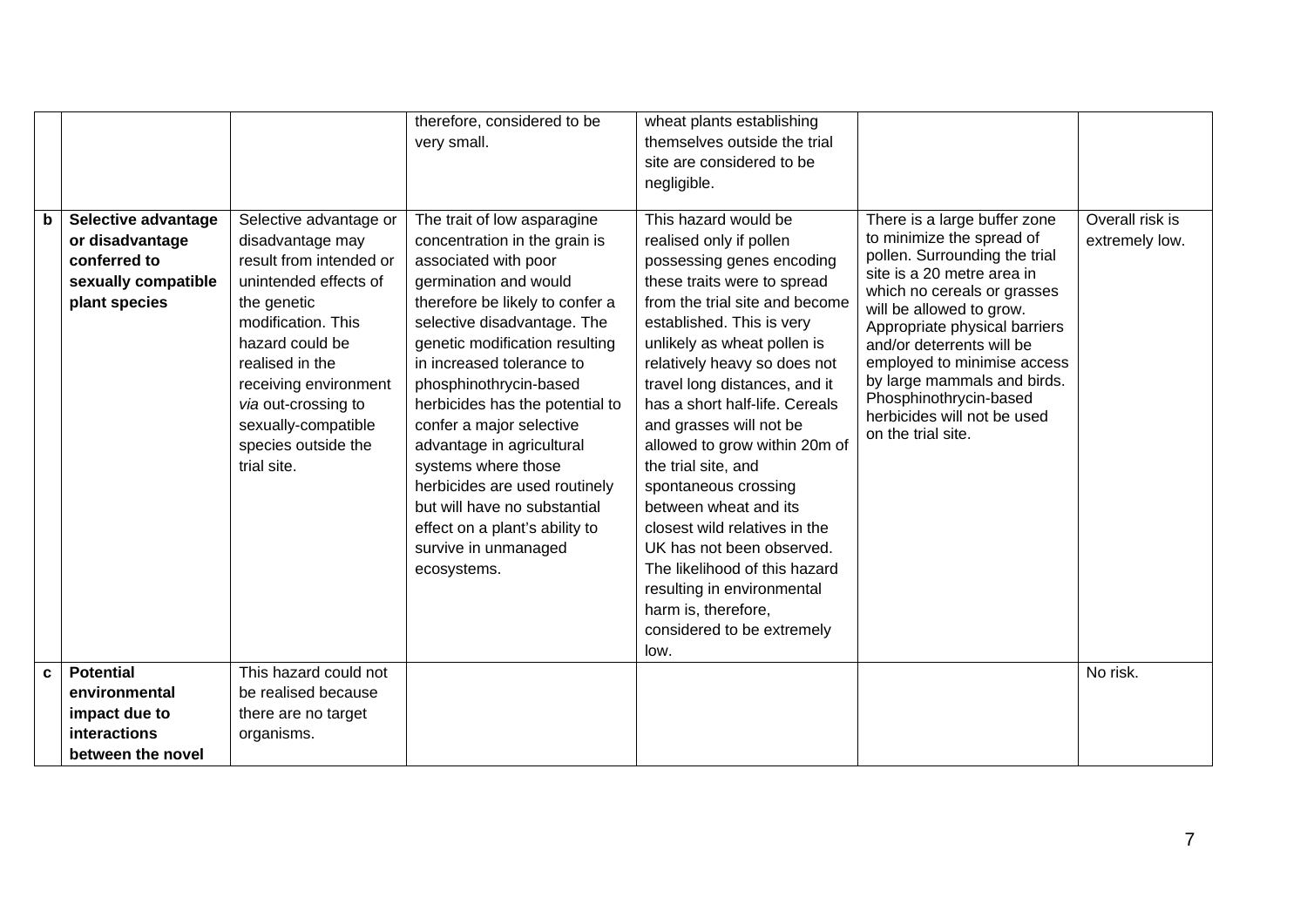| | | | therefore, considered to be very small. | wheat plants establishing themselves outside the trial site are considered to be negligible. | | |
|---|---|---|---|---|---|---|
| **b** | **Selective advantage or disadvantage conferred to sexually compatible plant species** | Selective advantage or disadvantage may result from intended or unintended effects of the genetic modification. This hazard could be realised in the receiving environment *via* out-crossing to sexually-compatible species outside the trial site. | The trait of low asparagine concentration in the grain is associated with poor germination and would therefore be likely to confer a selective disadvantage. The genetic modification resulting in increased tolerance to phosphinothrycin-based herbicides has the potential to confer a major selective advantage in agricultural systems where those herbicides are used routinely but will have no substantial effect on a plant's ability to survive in unmanaged ecosystems. | This hazard would be realised only if pollen possessing genes encoding these traits were to spread from the trial site and become established. This is very unlikely as wheat pollen is relatively heavy so does not travel long distances, and it has a short half-life. Cereals and grasses will not be allowed to grow within 20m of the trial site, and spontaneous crossing between wheat and its closest wild relatives in the UK has not been observed. The likelihood of this hazard resulting in environmental harm is, therefore, considered to be extremely low. | There is a large buffer zone to minimize the spread of pollen. Surrounding the trial site is a 20 metre area in which no cereals or grasses will be allowed to grow. Appropriate physical barriers and/or deterrents will be employed to minimise access by large mammals and birds. Phosphinothrycin-based herbicides will not be used on the trial site. | Overall risk is extremely low. |
| **c** | **Potential environmental impact due to interactions between the novel** | This hazard could not be realised because there are no target organisms. | | | | No risk. |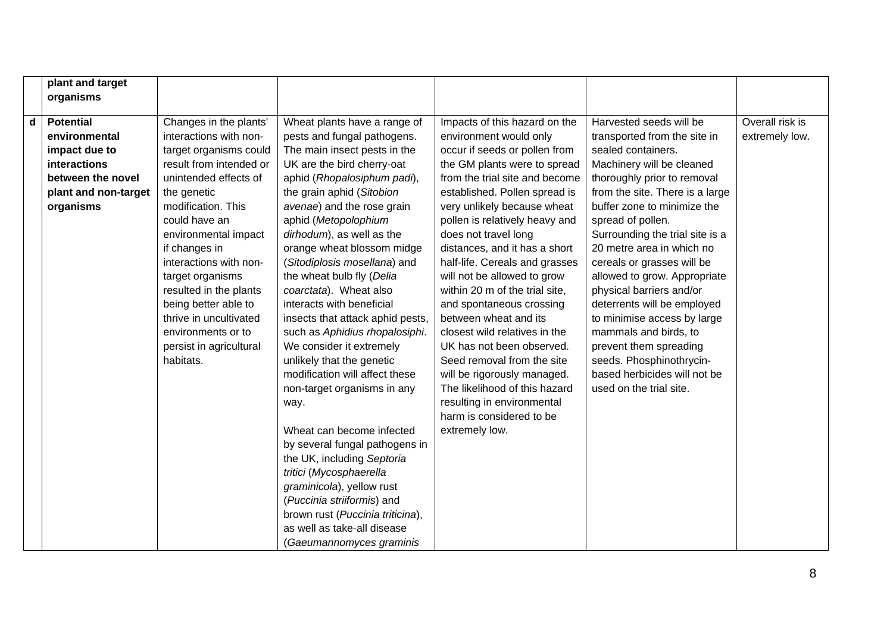| | | | | | | |
|---|---|---|---|---|---|---|
| | **plant and target organisms** | | | | | |
| **d** | **Potential environmental impact due to interactions between the novel plant and non-target organisms** | Changes in the plants' interactions with non-target organisms could result from intended or unintended effects of the genetic modification. This could have an environmental impact if changes in interactions with non-target organisms resulted in the plants being better able to thrive in uncultivated environments or to persist in agricultural habitats. | Wheat plants have a range of pests and fungal pathogens. The main insect pests in the UK are the bird cherry-oat aphid (*Rhopalosiphum padi*), the grain aphid (*Sitobion avenae*) and the rose grain aphid (*Metopolophium dirhodum*), as well as the orange wheat blossom midge (*Sitodiplosis mosellana*) and the wheat bulb fly (*Delia coarctata*). Wheat also interacts with beneficial insects that attack aphid pests, such as *Aphidius rhopalosiphi*. We consider it extremely unlikely that the genetic modification will affect these non-target organisms in any way.<br><br>Wheat can become infected by several fungal pathogens in the UK, including *Septoria tritici* (*Mycosphaerella graminicola*), yellow rust (*Puccinia striiformis*) and brown rust (*Puccinia triticina*), as well as take-all disease (*Gaeumannomyces graminis* | Impacts of this hazard on the environment would only occur if seeds or pollen from the GM plants were to spread from the trial site and become established. Pollen spread is very unlikely because wheat pollen is relatively heavy and does not travel long distances, and it has a short half-life. Cereals and grasses will not be allowed to grow within 20 m of the trial site, and spontaneous crossing between wheat and its closest wild relatives in the UK has not been observed. Seed removal from the site will be rigorously managed. The likelihood of this hazard resulting in environmental harm is considered to be extremely low. | Harvested seeds will be transported from the site in sealed containers. Machinery will be cleaned thoroughly prior to removal from the site. There is a large buffer zone to minimize the spread of pollen. Surrounding the trial site is a 20 metre area in which no cereals or grasses will be allowed to grow. Appropriate physical barriers and/or deterrents will be employed to minimise access by large mammals and birds, to prevent them spreading seeds. Phosphinothrycin-based herbicides will not be used on the trial site. | Overall risk is extremely low. |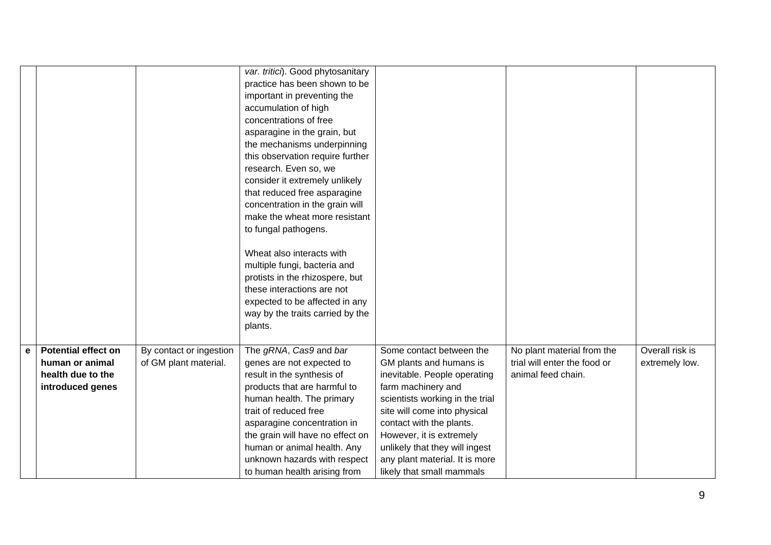| | | | | | | |
|---|---|---|---|---|---|---|
| | | | *var. tritici*). Good phytosanitary practice has been shown to be important in preventing the accumulation of high concentrations of free asparagine in the grain, but the mechanisms underpinning this observation require further research. Even so, we consider it extremely unlikely that reduced free asparagine concentration in the grain will make the wheat more resistant to fungal pathogens.<br><br>Wheat also interacts with multiple fungi, bacteria and protists in the rhizospere, but these interactions are not expected to be affected in any way by the traits carried by the plants. | | | |
| **e** | **Potential effect on human or animal health due to the introduced genes** | By contact or ingestion of GM plant material. | The *gRNA*, *Cas9* and *bar* genes are not expected to result in the synthesis of products that are harmful to human health. The primary trait of reduced free asparagine concentration in the grain will have no effect on human or animal health. Any unknown hazards with respect to human health arising from | Some contact between the GM plants and humans is inevitable. People operating farm machinery and scientists working in the trial site will come into physical contact with the plants. However, it is extremely unlikely that they will ingest any plant material. It is more likely that small mammals | No plant material from the trial will enter the food or animal feed chain. | Overall risk is extremely low. |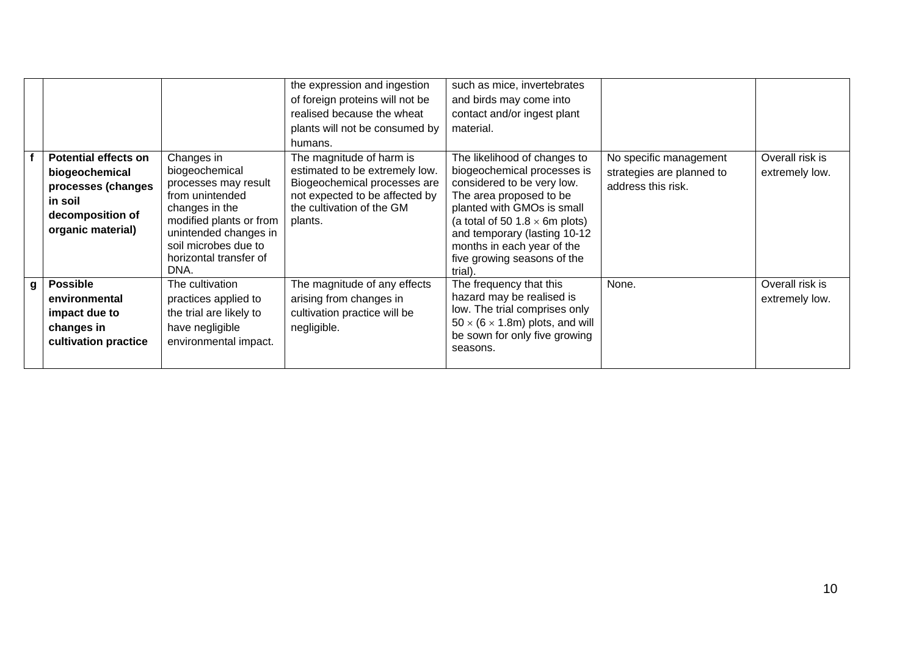| | | | | | | |
|---|---|---|---|---|---|---|
| | | | the expression and ingestion of foreign proteins will not be realised because the wheat plants will not be consumed by humans. | such as mice, invertebrates and birds may come into contact and/or ingest plant material. | | |
| **f** | **Potential effects on biogeochemical processes (changes in soil decomposition of organic material)** | Changes in biogeochemical processes may result from unintended changes in the modified plants or from unintended changes in soil microbes due to horizontal transfer of DNA. | The magnitude of harm is estimated to be extremely low. Biogeochemical processes are not expected to be affected by the cultivation of the GM plants. | The likelihood of changes to biogeochemical processes is considered to be very low. The area proposed to be planted with GMOs is small (a total of 50 1.8 × 6m plots) and temporary (lasting 10-12 months in each year of the five growing seasons of the trial). | No specific management strategies are planned to address this risk. | Overall risk is extremely low. |
| **g** | **Possible environmental impact due to changes in cultivation practice** | The cultivation practices applied to the trial are likely to have negligible environmental impact. | The magnitude of any effects arising from changes in cultivation practice will be negligible. | The frequency that this hazard may be realised is low. The trial comprises only 50 × (6 × 1.8m) plots, and will be sown for only five growing seasons. | None. | Overall risk is extremely low. |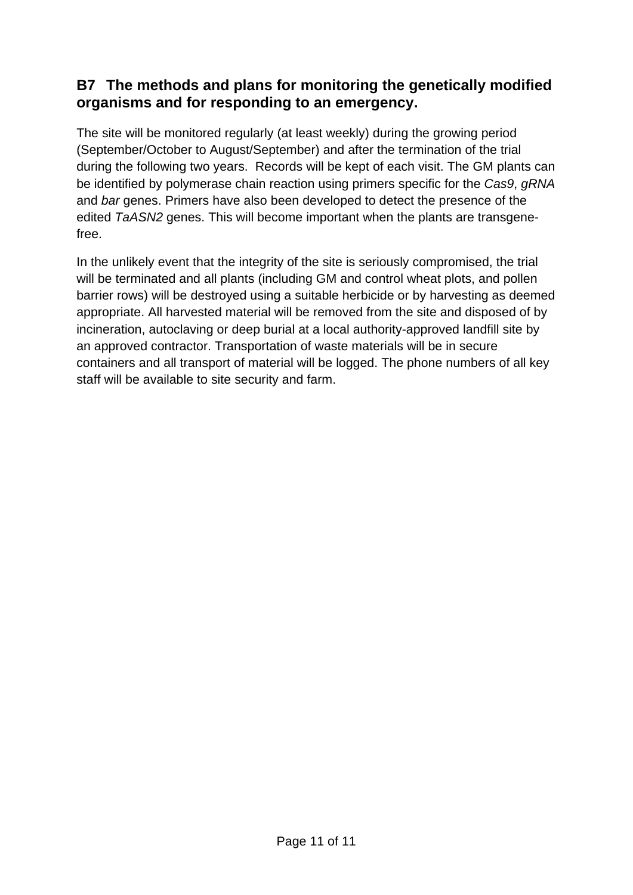## B7 The methods and plans for monitoring the genetically modified organisms and for responding to an emergency.

The site will be monitored regularly (at least weekly) during the growing period (September/October to August/September) and after the termination of the trial during the following two years. Records will be kept of each visit. The GM plants can be identified by polymerase chain reaction using primers specific for the *Cas9*, *gRNA* and *bar* genes. Primers have also been developed to detect the presence of the edited *TaASN2* genes. This will become important when the plants are transgene-free.

In the unlikely event that the integrity of the site is seriously compromised, the trial will be terminated and all plants (including GM and control wheat plots, and pollen barrier rows) will be destroyed using a suitable herbicide or by harvesting as deemed appropriate. All harvested material will be removed from the site and disposed of by incineration, autoclaving or deep burial at a local authority-approved landfill site by an approved contractor. Transportation of waste materials will be in secure containers and all transport of material will be logged. The phone numbers of all key staff will be available to site security and farm.